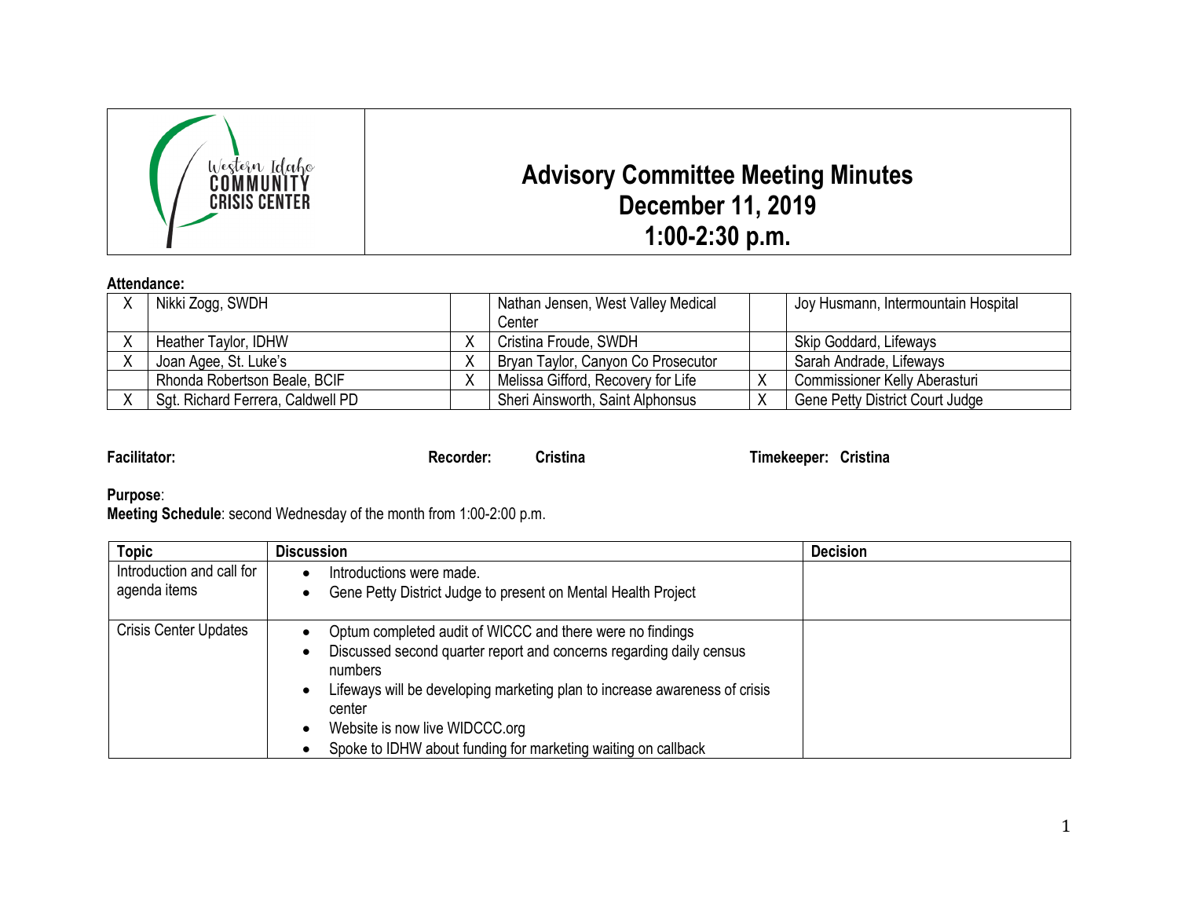Western Idaho COMMUNITY CRISIS CENTER

# Advisory Committee Meeting Minutes
## December 11, 2019
## 1:00-2:30 p.m.

**Attendance:**

| | | | | | |
|---|---|---|---|---|---|
| X | Nikki Zogg, SWDH | | Nathan Jensen, West Valley Medical Center | | Joy Husmann, Intermountain Hospital |
| X | Heather Taylor, IDHW | X | Cristina Froude, SWDH | | Skip Goddard, Lifeways |
| X | Joan Agee, St. Luke's | X | Bryan Taylor, Canyon Co Prosecutor | | Sarah Andrade, Lifeways |
| | Rhonda Robertson Beale, BCIF | X | Melissa Gifford, Recovery for Life | X | Commissioner Kelly Aberasturi |
| X | Sgt. Richard Ferrera, Caldwell PD | | Sheri Ainsworth, Saint Alphonsus | X | Gene Petty District Court Judge |

**Facilitator:** **Recorder:** **Cristina** **Timekeeper:** **Cristina**

**Purpose**:
**Meeting Schedule**: second Wednesday of the month from 1:00-2:00 p.m.

| Topic | Discussion | Decision |
|---|---|---|
| Introduction and call for agenda items | • Introductions were made.<br>• Gene Petty District Judge to present on Mental Health Project | |
| Crisis Center Updates | • Optum completed audit of WICCC and there were no findings<br>• Discussed second quarter report and concerns regarding daily census numbers<br>• Lifeways will be developing marketing plan to increase awareness of crisis center<br>• Website is now live WIDCCC.org<br>• Spoke to IDHW about funding for marketing waiting on callback | |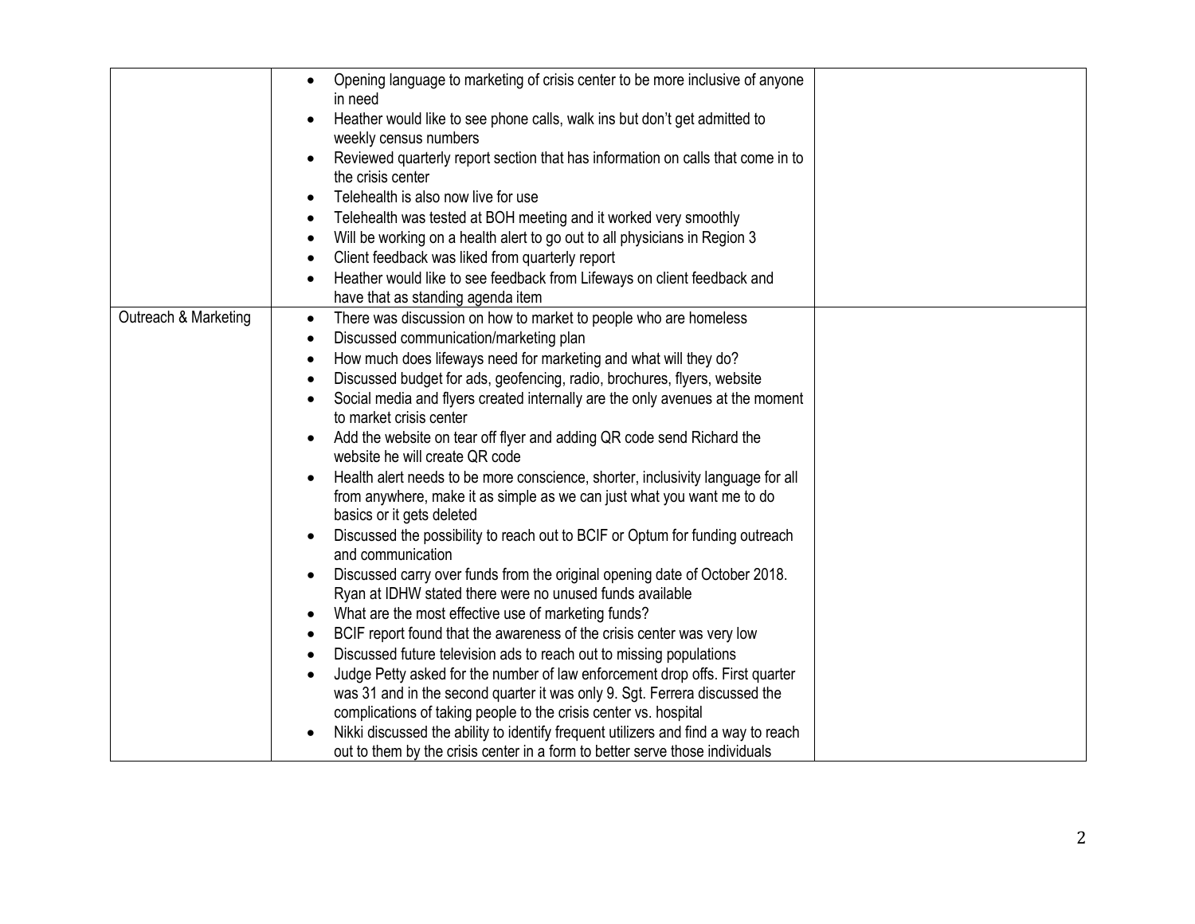| | | |
|---|---|---|
| | • Opening language to marketing of crisis center to be more inclusive of anyone in need<br>• Heather would like to see phone calls, walk ins but don't get admitted to weekly census numbers<br>• Reviewed quarterly report section that has information on calls that come in to the crisis center<br>• Telehealth is also now live for use<br>• Telehealth was tested at BOH meeting and it worked very smoothly<br>• Will be working on a health alert to go out to all physicians in Region 3<br>• Client feedback was liked from quarterly report<br>• Heather would like to see feedback from Lifeways on client feedback and have that as standing agenda item | |
| Outreach & Marketing | • There was discussion on how to market to people who are homeless<br>• Discussed communication/marketing plan<br>• How much does lifeways need for marketing and what will they do?<br>• Discussed budget for ads, geofencing, radio, brochures, flyers, website<br>• Social media and flyers created internally are the only avenues at the moment to market crisis center<br>• Add the website on tear off flyer and adding QR code send Richard the website he will create QR code<br>• Health alert needs to be more conscience, shorter, inclusivity language for all from anywhere, make it as simple as we can just what you want me to do basics or it gets deleted<br>• Discussed the possibility to reach out to BCIF or Optum for funding outreach and communication<br>• Discussed carry over funds from the original opening date of October 2018. Ryan at IDHW stated there were no unused funds available<br>• What are the most effective use of marketing funds?<br>• BCIF report found that the awareness of the crisis center was very low<br>• Discussed future television ads to reach out to missing populations<br>• Judge Petty asked for the number of law enforcement drop offs. First quarter was 31 and in the second quarter it was only 9. Sgt. Ferrera discussed the complications of taking people to the crisis center vs. hospital<br>• Nikki discussed the ability to identify frequent utilizers and find a way to reach out to them by the crisis center in a form to better serve those individuals | |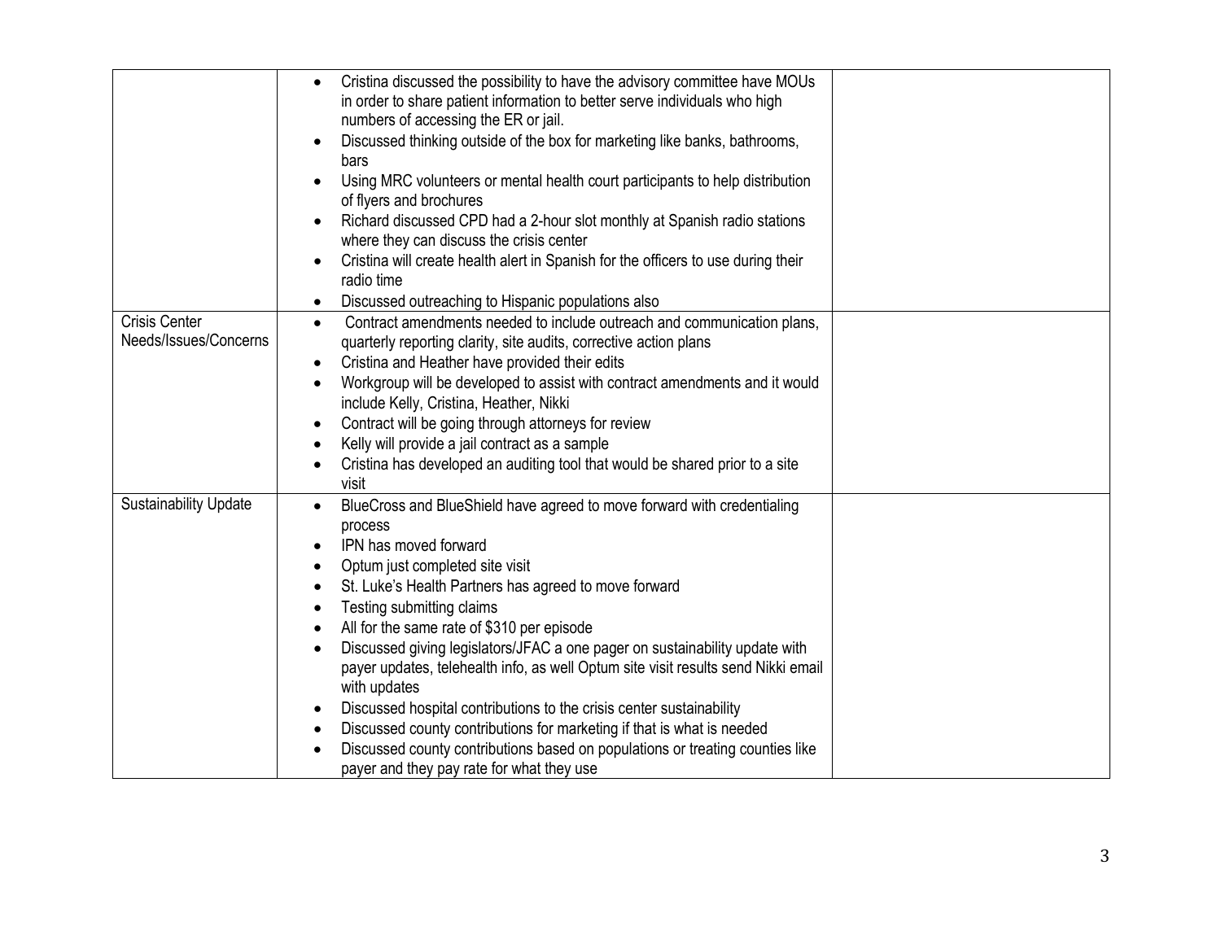|  |  |  |
|---|---|---|
|  | <ul><li>Cristina discussed the possibility to have the advisory committee have MOUs in order to share patient information to better serve individuals who high numbers of accessing the ER or jail.</li><li>Discussed thinking outside of the box for marketing like banks, bathrooms, bars</li><li>Using MRC volunteers or mental health court participants to help distribution of flyers and brochures</li><li>Richard discussed CPD had a 2-hour slot monthly at Spanish radio stations where they can discuss the crisis center</li><li>Cristina will create health alert in Spanish for the officers to use during their radio time</li><li>Discussed outreaching to Hispanic populations also</li></ul> |  |
| Crisis Center Needs/Issues/Concerns | <ul><li>Contract amendments needed to include outreach and communication plans, quarterly reporting clarity, site audits, corrective action plans</li><li>Cristina and Heather have provided their edits</li><li>Workgroup will be developed to assist with contract amendments and it would include Kelly, Cristina, Heather, Nikki</li><li>Contract will be going through attorneys for review</li><li>Kelly will provide a jail contract as a sample</li><li>Cristina has developed an auditing tool that would be shared prior to a site visit</li></ul> |  |
| Sustainability Update | <ul><li>BlueCross and BlueShield have agreed to move forward with credentialing process</li><li>IPN has moved forward</li><li>Optum just completed site visit</li><li>St. Luke's Health Partners has agreed to move forward</li><li>Testing submitting claims</li><li>All for the same rate of $310 per episode</li><li>Discussed giving legislators/JFAC a one pager on sustainability update with payer updates, telehealth info, as well Optum site visit results send Nikki email with updates</li><li>Discussed hospital contributions to the crisis center sustainability</li><li>Discussed county contributions for marketing if that is what is needed</li><li>Discussed county contributions based on populations or treating counties like payer and they pay rate for what they use</li></ul> |  |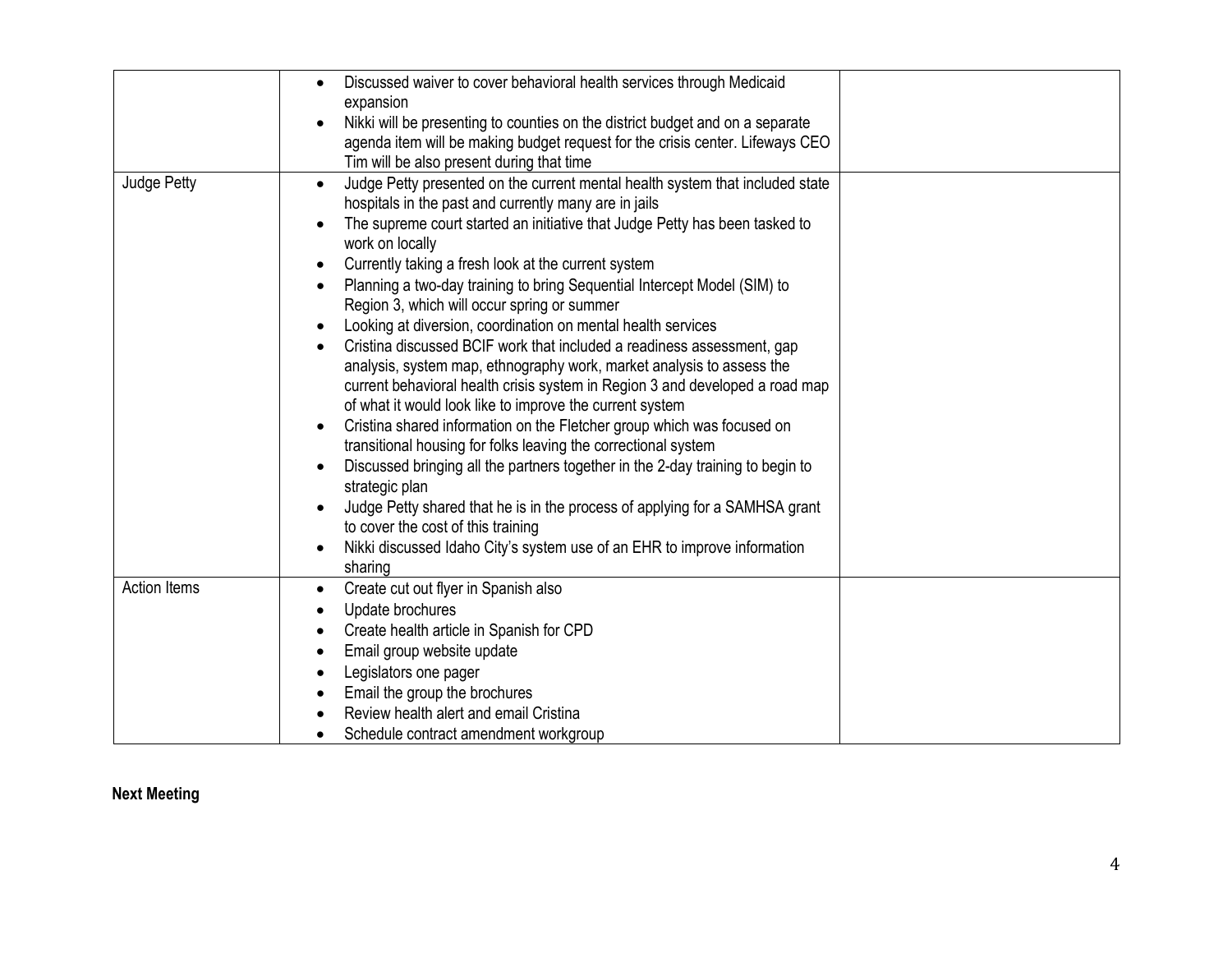| | | |
|---|---|---|
| | • Discussed waiver to cover behavioral health services through Medicaid expansion<br>• Nikki will be presenting to counties on the district budget and on a separate agenda item will be making budget request for the crisis center. Lifeways CEO Tim will be also present during that time | |
| Judge Petty | • Judge Petty presented on the current mental health system that included state hospitals in the past and currently many are in jails<br>• The supreme court started an initiative that Judge Petty has been tasked to work on locally<br>• Currently taking a fresh look at the current system<br>• Planning a two-day training to bring Sequential Intercept Model (SIM) to Region 3, which will occur spring or summer<br>• Looking at diversion, coordination on mental health services<br>• Cristina discussed BCIF work that included a readiness assessment, gap analysis, system map, ethnography work, market analysis to assess the current behavioral health crisis system in Region 3 and developed a road map of what it would look like to improve the current system<br>• Cristina shared information on the Fletcher group which was focused on transitional housing for folks leaving the correctional system<br>• Discussed bringing all the partners together in the 2-day training to begin to strategic plan<br>• Judge Petty shared that he is in the process of applying for a SAMHSA grant to cover the cost of this training<br>• Nikki discussed Idaho City's system use of an EHR to improve information sharing | |
| Action Items | • Create cut out flyer in Spanish also<br>• Update brochures<br>• Create health article in Spanish for CPD<br>• Email group website update<br>• Legislators one pager<br>• Email the group the brochures<br>• Review health alert and email Cristina<br>• Schedule contract amendment workgroup | |

**Next Meeting**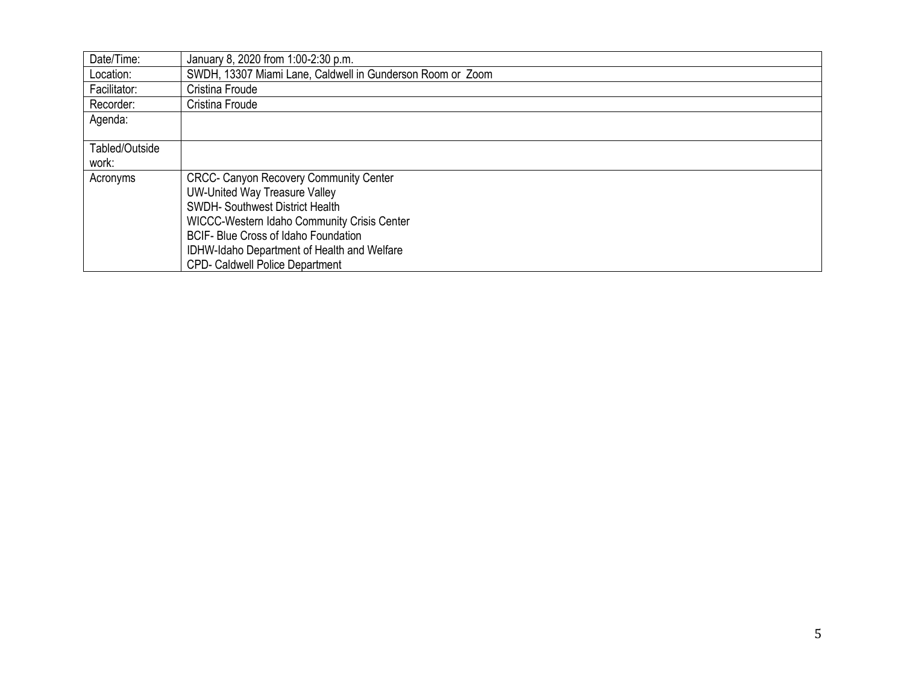| | |
|---|---|
| Date/Time: | January 8, 2020 from 1:00-2:30 p.m. |
| Location: | SWDH, 13307 Miami Lane, Caldwell in Gunderson Room or Zoom |
| Facilitator: | Cristina Froude |
| Recorder: | Cristina Froude |
| Agenda: | |
| Tabled/Outside work: | |
| Acronyms | CRCC- Canyon Recovery Community Center<br>UW-United Way Treasure Valley<br>SWDH- Southwest District Health<br>WICCC-Western Idaho Community Crisis Center<br>BCIF- Blue Cross of Idaho Foundation<br>IDHW-Idaho Department of Health and Welfare<br>CPD- Caldwell Police Department |